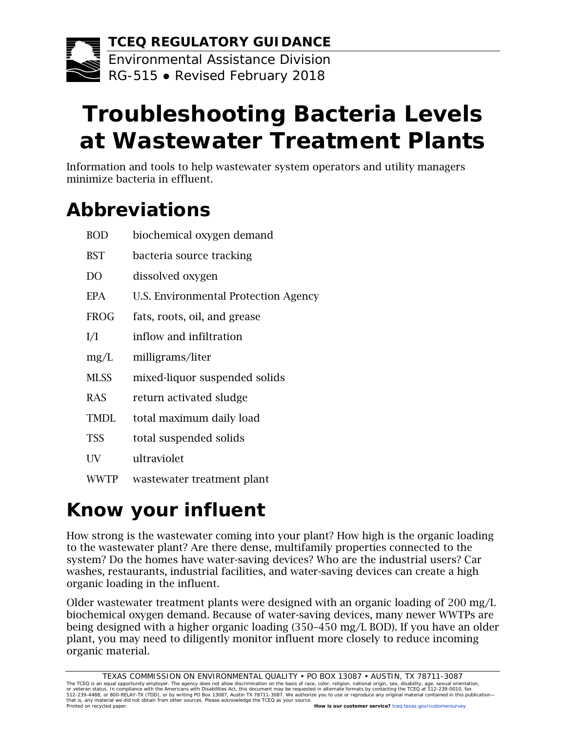**TCEQ REGULATORY GUIDANCE**

Environmental Assistance Division

RG-515 ● Revised February 2018

# Troubleshooting Bacteria Levels at Wastewater Treatment Plants

Information and tools to help wastewater system operators and utility managers minimize bacteria in effluent.

## Abbreviations

| | |
|---|---|
| BOD | biochemical oxygen demand |
| BST | bacteria source tracking |
| DO | dissolved oxygen |
| EPA | U.S. Environmental Protection Agency |
| FROG | fats, roots, oil, and grease |
| I/I | inflow and infiltration |
| mg/L | milligrams/liter |
| MLSS | mixed-liquor suspended solids |
| RAS | return activated sludge |
| TMDL | total maximum daily load |
| TSS | total suspended solids |
| UV | ultraviolet |
| WWTP | wastewater treatment plant |

## Know your influent

How strong is the wastewater coming into your plant? How high is the organic loading to the wastewater plant? Are there dense, multifamily properties connected to the system? Do the homes have water-saving devices? Who are the industrial users? Car washes, restaurants, industrial facilities, and water-saving devices can create a high organic loading in the influent.

Older wastewater treatment plants were designed with an organic loading of 200 mg/L biochemical oxygen demand. Because of water-saving devices, many newer WWTPs are being designed with a higher organic loading (350–450 mg/L BOD). If you have an older plant, you may need to diligently monitor influent more closely to reduce incoming organic material.

TEXAS COMMISSION ON ENVIRONMENTAL QUALITY • PO BOX 13087 • AUSTIN, TX 78711-3087

The TCEQ is an equal opportunity employer. The agency does not allow discrimination on the basis of race, color, religion, national origin, sex, disability, age, sexual orientation, or veteran status. In compliance with the Americans with Disabilities Act, this document may be requested in alternate formats by contacting the TCEQ at 512-239-0010, fax 512-239-4488, or 800-RELAY-TX (TDD), or by writing PO Box 13087, Austin TX 78711-3087. We authorize you to use or reproduce any original material contained in this publication—that is, any material we did not obtain from other sources. Please acknowledge the TCEQ as your source.

Printed on recycled paper. **How is our customer service?** tceq.texas.gov/customersurvey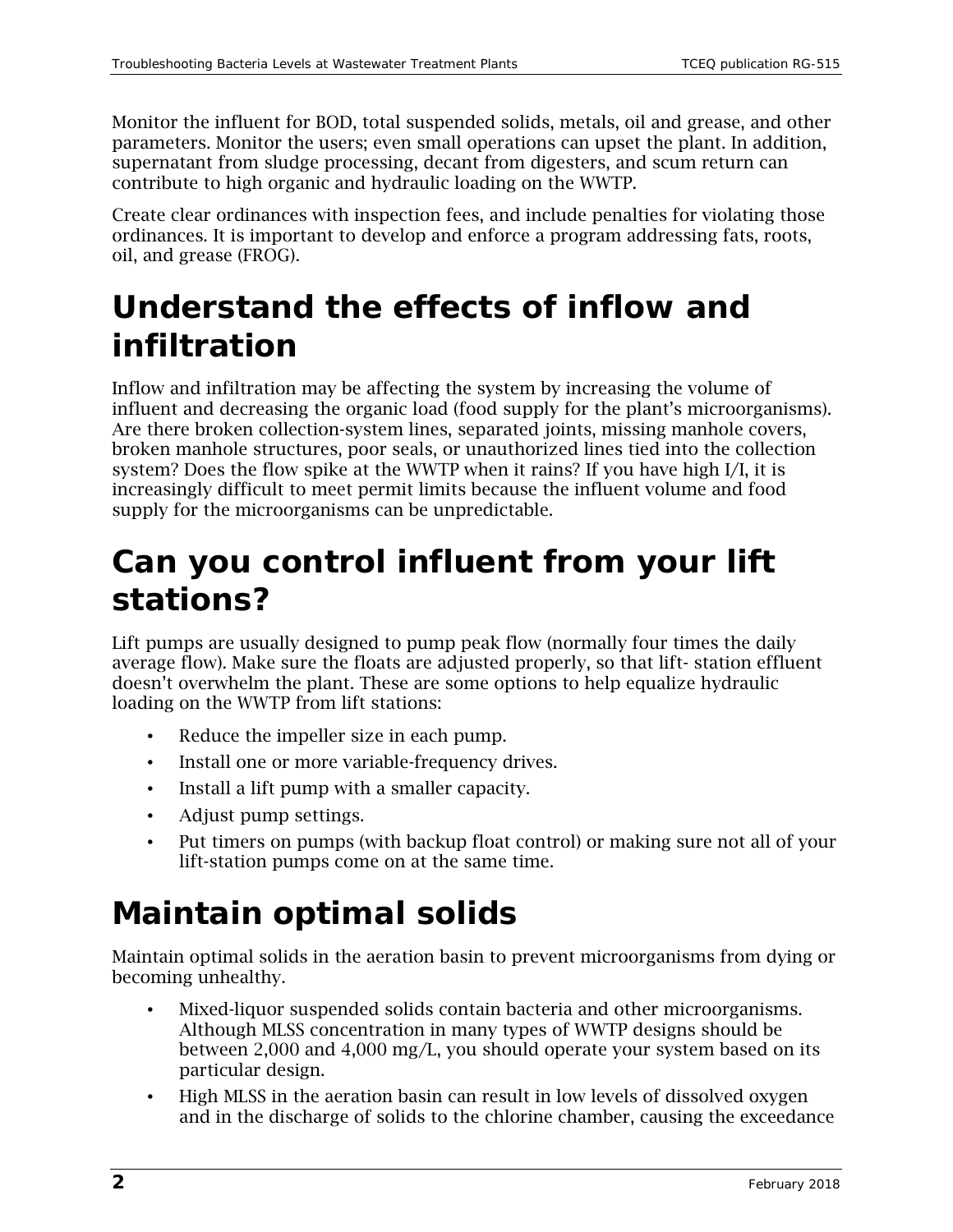Monitor the influent for BOD, total suspended solids, metals, oil and grease, and other parameters. Monitor the users; even small operations can upset the plant. In addition, supernatant from sludge processing, decant from digesters, and scum return can contribute to high organic and hydraulic loading on the WWTP.

Create clear ordinances with inspection fees, and include penalties for violating those ordinances. It is important to develop and enforce a program addressing fats, roots, oil, and grease (FROG).

# Understand the effects of inflow and infiltration

Inflow and infiltration may be affecting the system by increasing the volume of influent and decreasing the organic load (food supply for the plant's microorganisms). Are there broken collection-system lines, separated joints, missing manhole covers, broken manhole structures, poor seals, or unauthorized lines tied into the collection system? Does the flow spike at the WWTP when it rains? If you have high I/I, it is increasingly difficult to meet permit limits because the influent volume and food supply for the microorganisms can be unpredictable.

# Can you control influent from your lift stations?

Lift pumps are usually designed to pump peak flow (normally four times the daily average flow). Make sure the floats are adjusted properly, so that lift- station effluent doesn't overwhelm the plant. These are some options to help equalize hydraulic loading on the WWTP from lift stations:

- Reduce the impeller size in each pump.
- Install one or more variable-frequency drives.
- Install a lift pump with a smaller capacity.
- Adjust pump settings.
- Put timers on pumps (with backup float control) or making sure not all of your lift-station pumps come on at the same time.

# Maintain optimal solids

Maintain optimal solids in the aeration basin to prevent microorganisms from dying or becoming unhealthy.

- Mixed-liquor suspended solids contain bacteria and other microorganisms. Although MLSS concentration in many types of WWTP designs should be between 2,000 and 4,000 mg/L, you should operate your system based on its particular design.
- High MLSS in the aeration basin can result in low levels of dissolved oxygen and in the discharge of solids to the chlorine chamber, causing the exceedance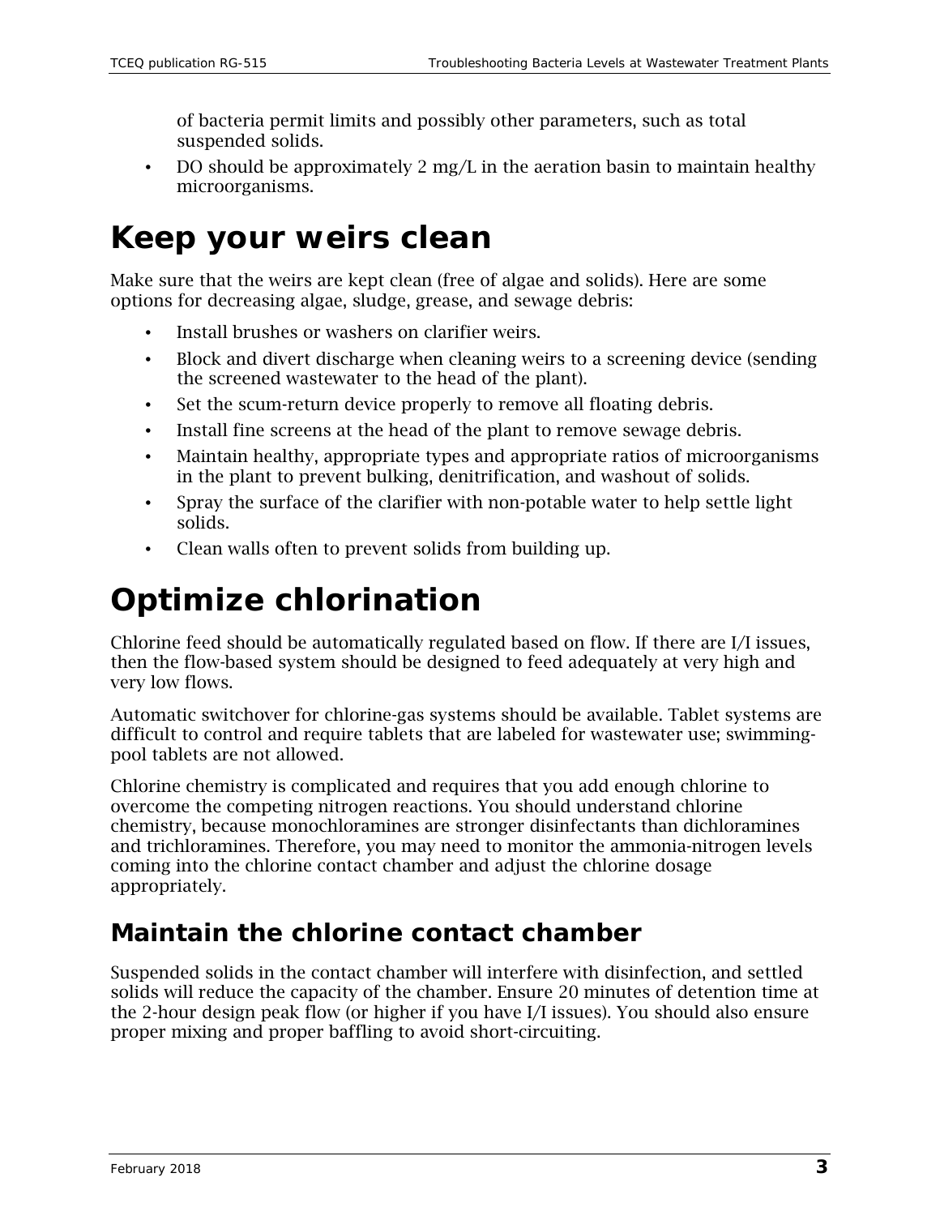of bacteria permit limits and possibly other parameters, such as total suspended solids.

- DO should be approximately 2 mg/L in the aeration basin to maintain healthy microorganisms.

# Keep your weirs clean

Make sure that the weirs are kept clean (free of algae and solids). Here are some options for decreasing algae, sludge, grease, and sewage debris:

- Install brushes or washers on clarifier weirs.
- Block and divert discharge when cleaning weirs to a screening device (sending the screened wastewater to the head of the plant).
- Set the scum-return device properly to remove all floating debris.
- Install fine screens at the head of the plant to remove sewage debris.
- Maintain healthy, appropriate types and appropriate ratios of microorganisms in the plant to prevent bulking, denitrification, and washout of solids.
- Spray the surface of the clarifier with non-potable water to help settle light solids.
- Clean walls often to prevent solids from building up.

# Optimize chlorination

Chlorine feed should be automatically regulated based on flow. If there are I/I issues, then the flow-based system should be designed to feed adequately at very high and very low flows.

Automatic switchover for chlorine-gas systems should be available. Tablet systems are difficult to control and require tablets that are labeled for wastewater use; swimming-pool tablets are not allowed.

Chlorine chemistry is complicated and requires that you add enough chlorine to overcome the competing nitrogen reactions. You should understand chlorine chemistry, because monochloramines are stronger disinfectants than dichloramines and trichloramines. Therefore, you may need to monitor the ammonia-nitrogen levels coming into the chlorine contact chamber and adjust the chlorine dosage appropriately.

## Maintain the chlorine contact chamber

Suspended solids in the contact chamber will interfere with disinfection, and settled solids will reduce the capacity of the chamber. Ensure 20 minutes of detention time at the 2-hour design peak flow (or higher if you have I/I issues). You should also ensure proper mixing and proper baffling to avoid short-circuiting.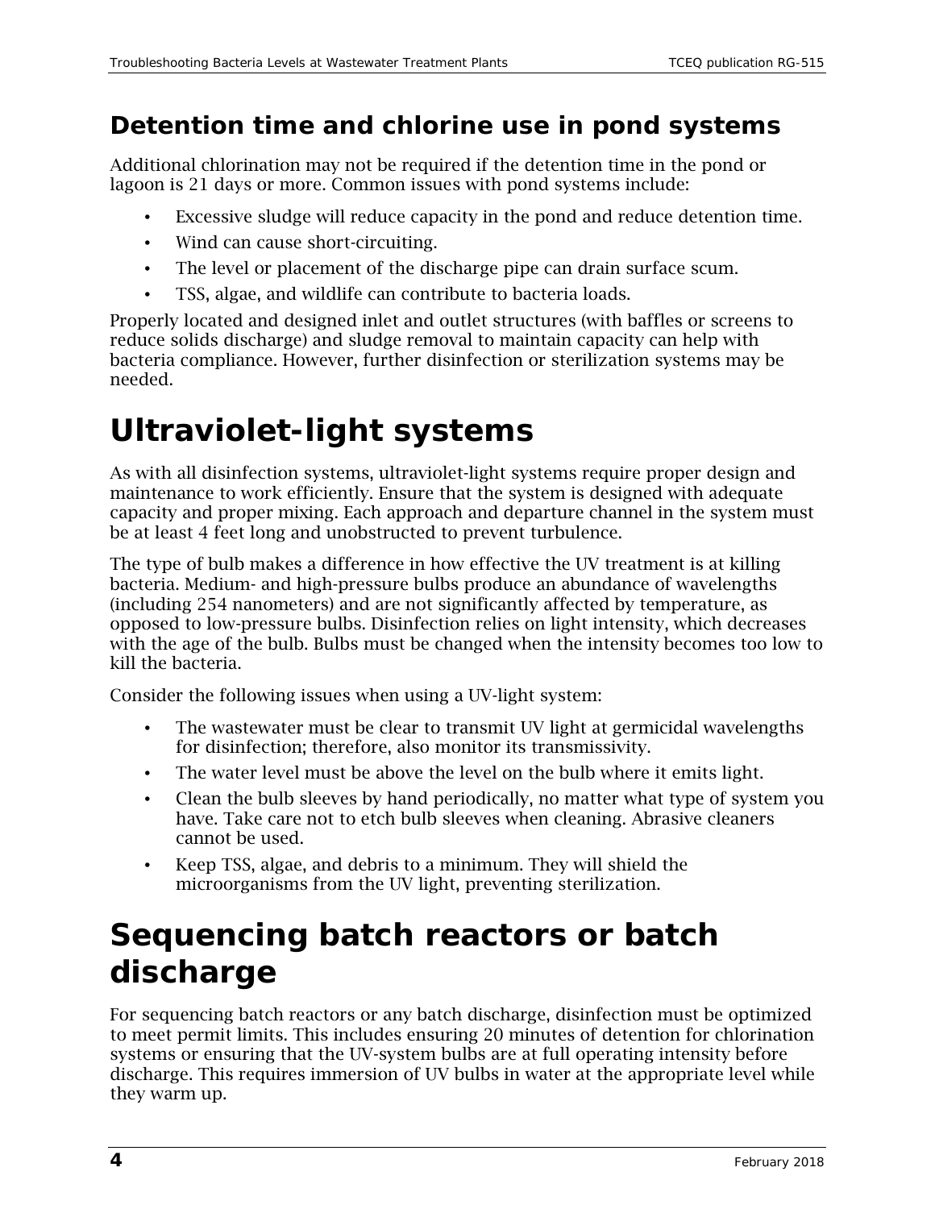### Detention time and chlorine use in pond systems

Additional chlorination may not be required if the detention time in the pond or lagoon is 21 days or more. Common issues with pond systems include:

- Excessive sludge will reduce capacity in the pond and reduce detention time.
- Wind can cause short-circuiting.
- The level or placement of the discharge pipe can drain surface scum.
- TSS, algae, and wildlife can contribute to bacteria loads.

Properly located and designed inlet and outlet structures (with baffles or screens to reduce solids discharge) and sludge removal to maintain capacity can help with bacteria compliance. However, further disinfection or sterilization systems may be needed.

## Ultraviolet-light systems

As with all disinfection systems, ultraviolet-light systems require proper design and maintenance to work efficiently. Ensure that the system is designed with adequate capacity and proper mixing. Each approach and departure channel in the system must be at least 4 feet long and unobstructed to prevent turbulence.

The type of bulb makes a difference in how effective the UV treatment is at killing bacteria. Medium- and high-pressure bulbs produce an abundance of wavelengths (including 254 nanometers) and are not significantly affected by temperature, as opposed to low-pressure bulbs. Disinfection relies on light intensity, which decreases with the age of the bulb. Bulbs must be changed when the intensity becomes too low to kill the bacteria.

Consider the following issues when using a UV-light system:

- The wastewater must be clear to transmit UV light at germicidal wavelengths for disinfection; therefore, also monitor its transmissivity.
- The water level must be above the level on the bulb where it emits light.
- Clean the bulb sleeves by hand periodically, no matter what type of system you have. Take care not to etch bulb sleeves when cleaning. Abrasive cleaners cannot be used.
- Keep TSS, algae, and debris to a minimum. They will shield the microorganisms from the UV light, preventing sterilization.

## Sequencing batch reactors or batch discharge

For sequencing batch reactors or any batch discharge, disinfection must be optimized to meet permit limits. This includes ensuring 20 minutes of detention for chlorination systems or ensuring that the UV-system bulbs are at full operating intensity before discharge. This requires immersion of UV bulbs in water at the appropriate level while they warm up.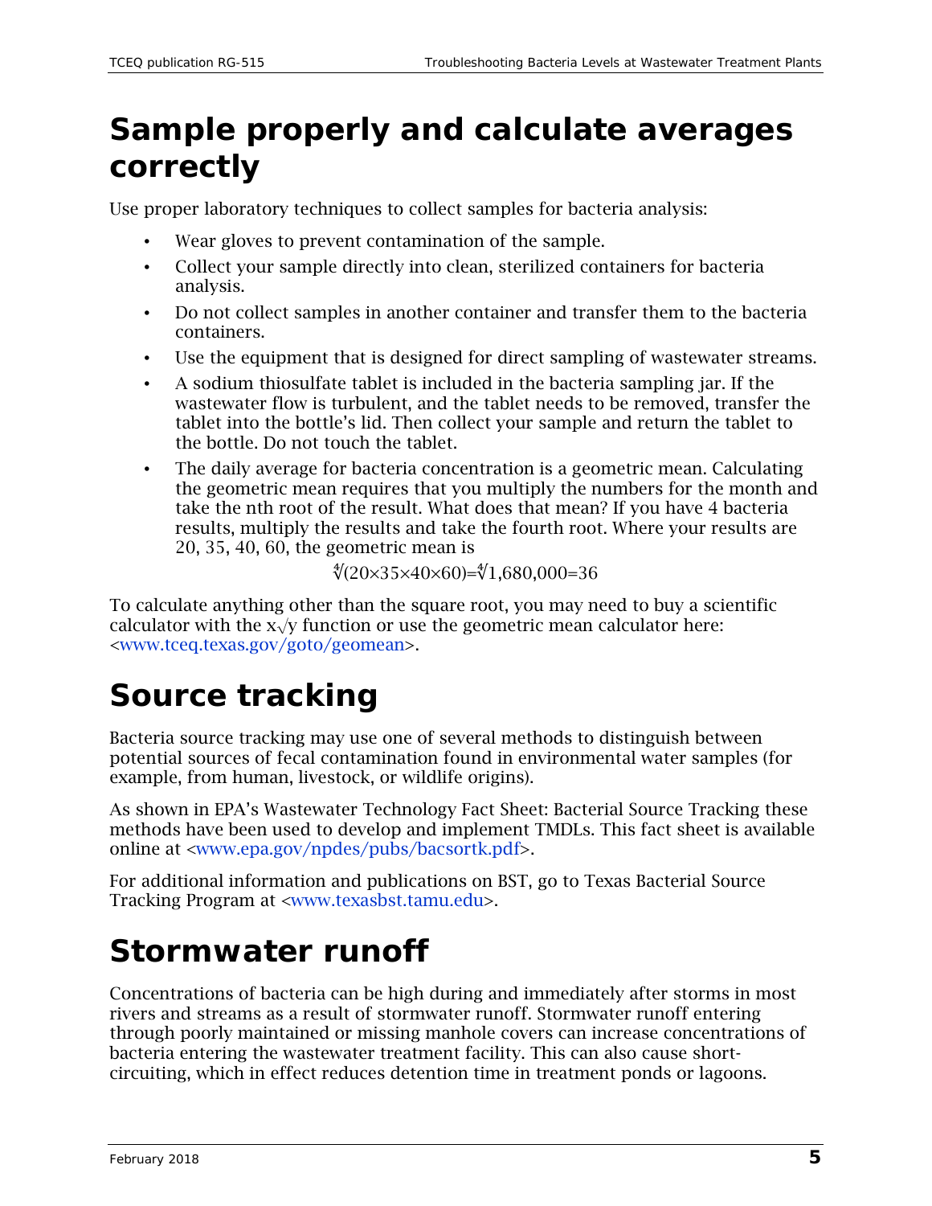# Sample properly and calculate averages correctly

Use proper laboratory techniques to collect samples for bacteria analysis:

- Wear gloves to prevent contamination of the sample.
- Collect your sample directly into clean, sterilized containers for bacteria analysis.
- Do not collect samples in another container and transfer them to the bacteria containers.
- Use the equipment that is designed for direct sampling of wastewater streams.
- A sodium thiosulfate tablet is included in the bacteria sampling jar. If the wastewater flow is turbulent, and the tablet needs to be removed, transfer the tablet into the bottle's lid. Then collect your sample and return the tablet to the bottle. Do not touch the tablet.
- The daily average for bacteria concentration is a geometric mean. Calculating the geometric mean requires that you multiply the numbers for the month and take the nth root of the result. What does that mean? If you have 4 bacteria results, multiply the results and take the fourth root. Where your results are 20, 35, 40, 60, the geometric mean is

$$\sqrt[4]{(20\times35\times40\times60)}=\sqrt[4]{1{,}680{,}000}=36$$

To calculate anything other than the square root, you may need to buy a scientific calculator with the $x\sqrt{y}$ function or use the geometric mean calculator here: <www.tceq.texas.gov/goto/geomean>.

# Source tracking

Bacteria source tracking may use one of several methods to distinguish between potential sources of fecal contamination found in environmental water samples (for example, from human, livestock, or wildlife origins).

As shown in EPA's Wastewater Technology Fact Sheet: Bacterial Source Tracking these methods have been used to develop and implement TMDLs. This fact sheet is available online at <www.epa.gov/npdes/pubs/bacsortk.pdf>.

For additional information and publications on BST, go to Texas Bacterial Source Tracking Program at <www.texasbst.tamu.edu>.

# Stormwater runoff

Concentrations of bacteria can be high during and immediately after storms in most rivers and streams as a result of stormwater runoff. Stormwater runoff entering through poorly maintained or missing manhole covers can increase concentrations of bacteria entering the wastewater treatment facility. This can also cause short-circuiting, which in effect reduces detention time in treatment ponds or lagoons.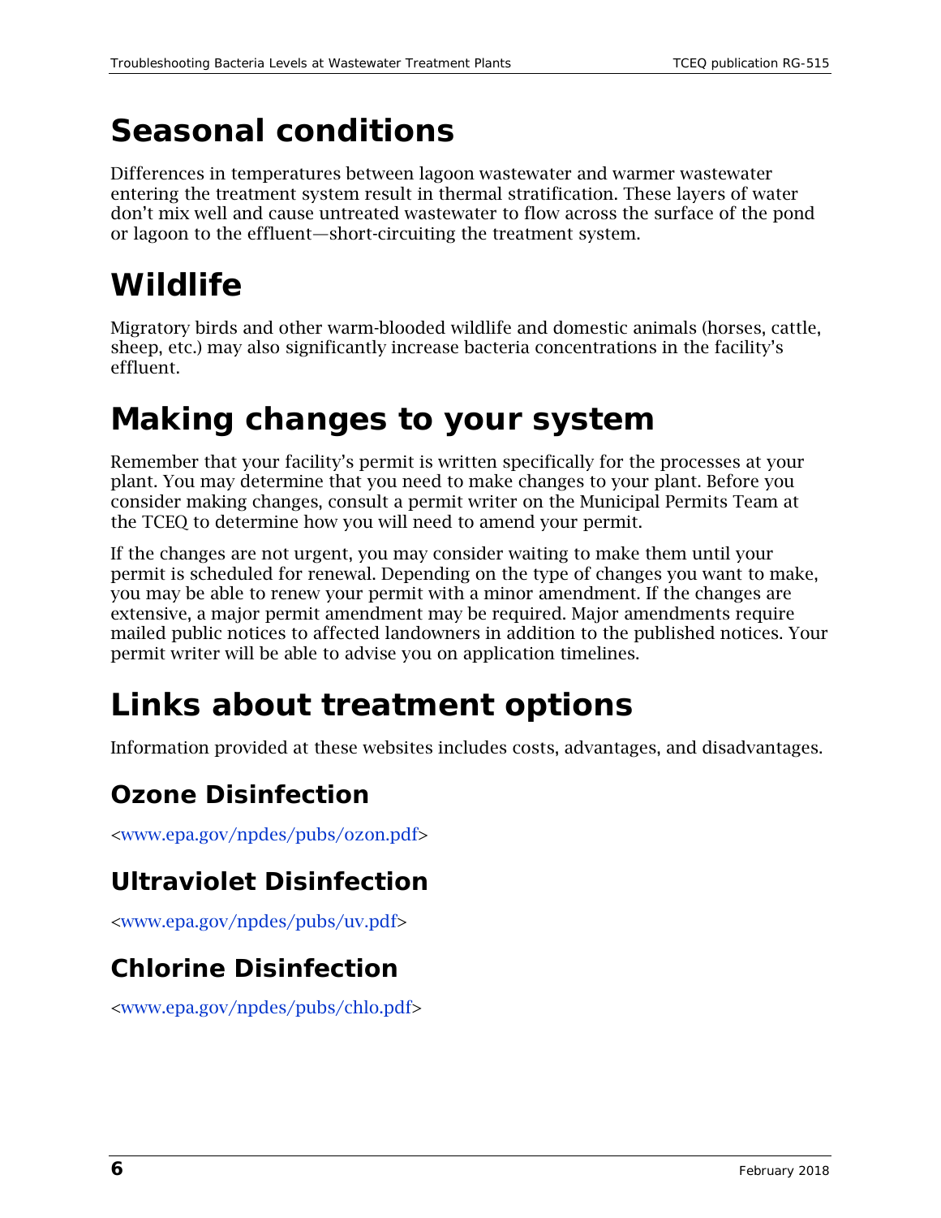# Seasonal conditions

Differences in temperatures between lagoon wastewater and warmer wastewater entering the treatment system result in thermal stratification. These layers of water don't mix well and cause untreated wastewater to flow across the surface of the pond or lagoon to the effluent—short-circuiting the treatment system.

# Wildlife

Migratory birds and other warm-blooded wildlife and domestic animals (horses, cattle, sheep, etc.) may also significantly increase bacteria concentrations in the facility's effluent.

# Making changes to your system

Remember that your facility's permit is written specifically for the processes at your plant. You may determine that you need to make changes to your plant. Before you consider making changes, consult a permit writer on the Municipal Permits Team at the TCEQ to determine how you will need to amend your permit.

If the changes are not urgent, you may consider waiting to make them until your permit is scheduled for renewal. Depending on the type of changes you want to make, you may be able to renew your permit with a minor amendment. If the changes are extensive, a major permit amendment may be required. Major amendments require mailed public notices to affected landowners in addition to the published notices. Your permit writer will be able to advise you on application timelines.

# Links about treatment options

Information provided at these websites includes costs, advantages, and disadvantages.

## Ozone Disinfection

<www.epa.gov/npdes/pubs/ozon.pdf>

## Ultraviolet Disinfection

<www.epa.gov/npdes/pubs/uv.pdf>

## Chlorine Disinfection

<www.epa.gov/npdes/pubs/chlo.pdf>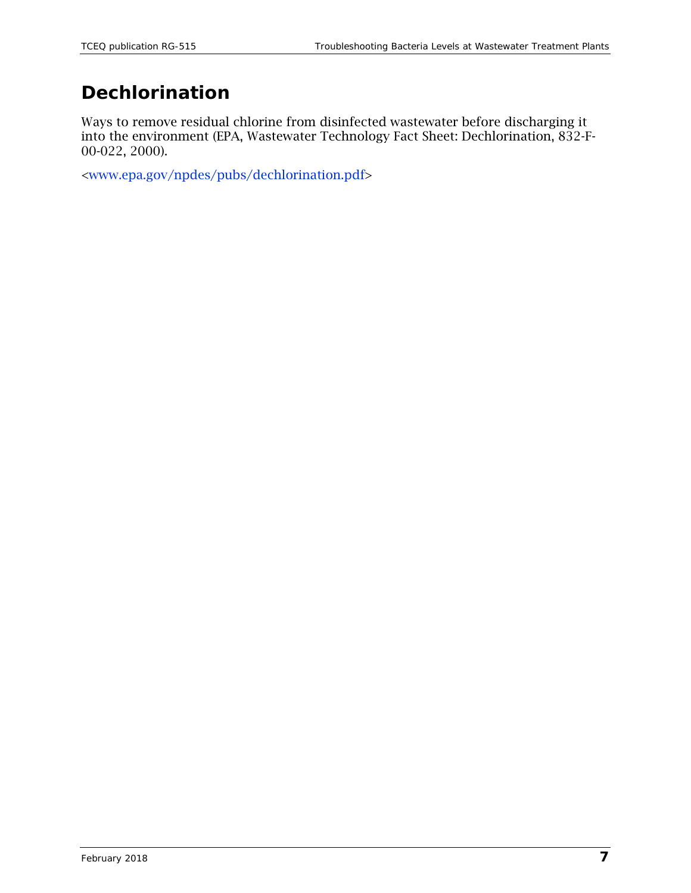## Dechlorination

Ways to remove residual chlorine from disinfected wastewater before discharging it into the environment (EPA, Wastewater Technology Fact Sheet: Dechlorination, 832-F-00-022, 2000).

<www.epa.gov/npdes/pubs/dechlorination.pdf>